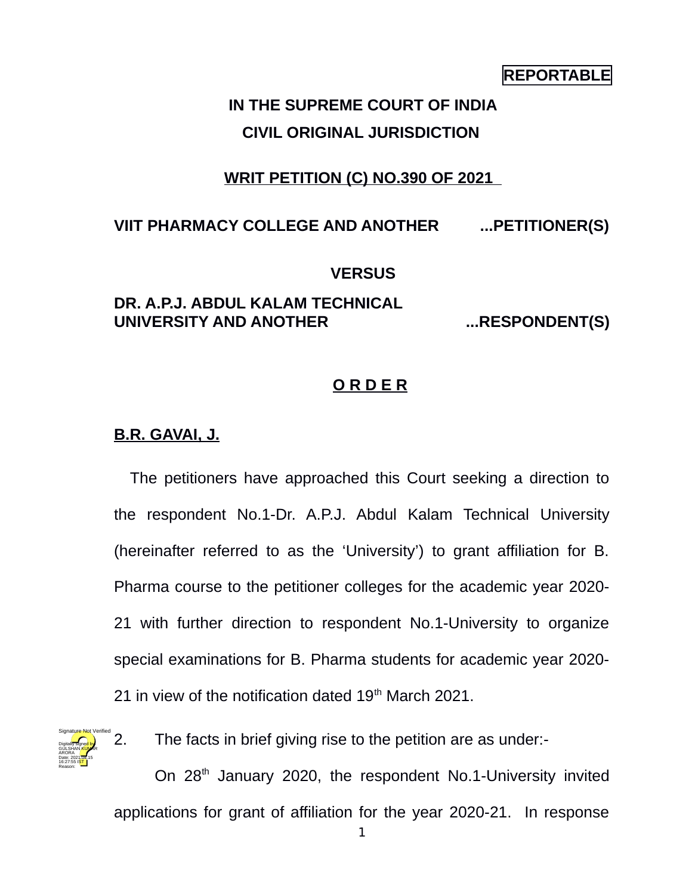**REPORTABLE**

**IN THE SUPREME COURT OF INDIA**

**CIVIL ORIGINAL JURISDICTION**

**WRIT PETITION (C) NO.390 OF 2021**

**VIIT PHARMACY COLLEGE AND ANOTHER ...PETITIONER(S)**

**VERSUS**

**DR. A.P.J. ABDUL KALAM TECHNICAL UNIVERSITY AND ANOTHER ...RESPONDENT(S)**

**O R D E R**

**B.R. GAVAI, J.**

The petitioners have approached this Court seeking a direction to the respondent No.1-Dr. A.P.J. Abdul Kalam Technical University (hereinafter referred to as the 'University') to grant affiliation for B. Pharma course to the petitioner colleges for the academic year 2020-21 with further direction to respondent No.1-University to organize special examinations for B. Pharma students for academic year 2020-21 in view of the notification dated 19th March 2021.

2. The facts in brief giving rise to the petition are as under:-

On 28th January 2020, the respondent No.1-University invited applications for grant of affiliation for the year 2020-21. In response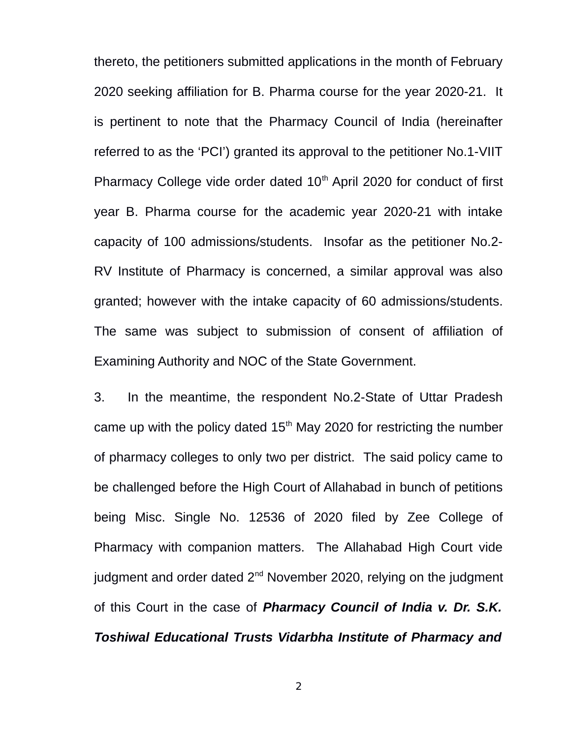thereto, the petitioners submitted applications in the month of February 2020 seeking affiliation for B. Pharma course for the year 2020-21. It is pertinent to note that the Pharmacy Council of India (hereinafter referred to as the 'PCI') granted its approval to the petitioner No.1-VIIT Pharmacy College vide order dated 10th April 2020 for conduct of first year B. Pharma course for the academic year 2020-21 with intake capacity of 100 admissions/students. Insofar as the petitioner No.2-RV Institute of Pharmacy is concerned, a similar approval was also granted; however with the intake capacity of 60 admissions/students. The same was subject to submission of consent of affiliation of Examining Authority and NOC of the State Government.

3. In the meantime, the respondent No.2-State of Uttar Pradesh came up with the policy dated 15th May 2020 for restricting the number of pharmacy colleges to only two per district. The said policy came to be challenged before the High Court of Allahabad in bunch of petitions being Misc. Single No. 12536 of 2020 filed by Zee College of Pharmacy with companion matters. The Allahabad High Court vide judgment and order dated 2nd November 2020, relying on the judgment of this Court in the case of ***Pharmacy Council of India v. Dr. S.K. Toshiwal Educational Trusts Vidarbha Institute of Pharmacy and***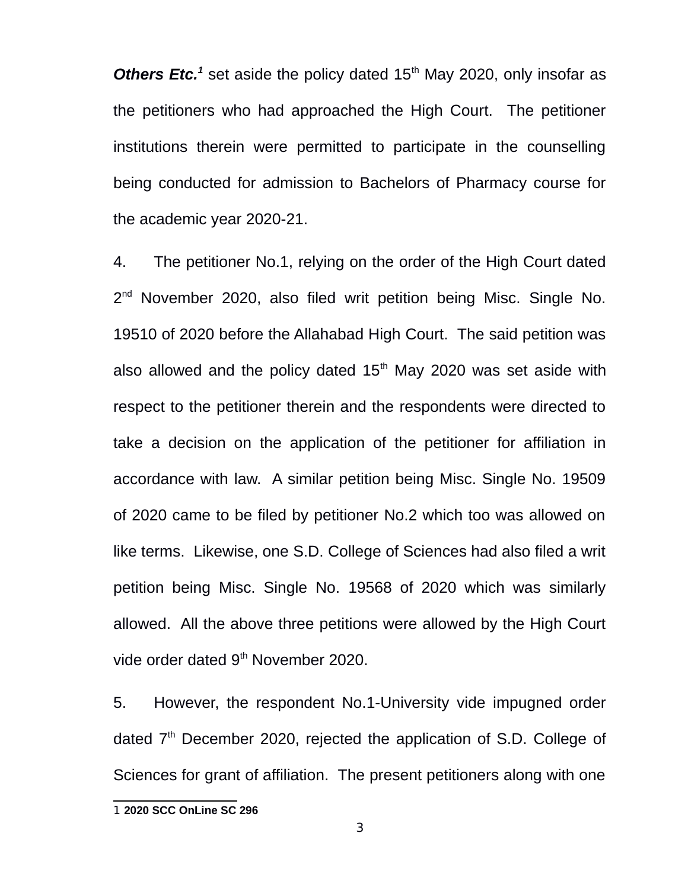***Others Etc.***[1] set aside the policy dated 15th May 2020, only insofar as the petitioners who had approached the High Court. The petitioner institutions therein were permitted to participate in the counselling being conducted for admission to Bachelors of Pharmacy course for the academic year 2020-21.

4. The petitioner No.1, relying on the order of the High Court dated 2nd November 2020, also filed writ petition being Misc. Single No. 19510 of 2020 before the Allahabad High Court. The said petition was also allowed and the policy dated 15th May 2020 was set aside with respect to the petitioner therein and the respondents were directed to take a decision on the application of the petitioner for affiliation in accordance with law. A similar petition being Misc. Single No. 19509 of 2020 came to be filed by petitioner No.2 which too was allowed on like terms. Likewise, one S.D. College of Sciences had also filed a writ petition being Misc. Single No. 19568 of 2020 which was similarly allowed. All the above three petitions were allowed by the High Court vide order dated 9th November 2020.

5. However, the respondent No.1-University vide impugned order dated 7th December 2020, rejected the application of S.D. College of Sciences for grant of affiliation. The present petitioners along with one

---

[1] **2020 SCC OnLine SC 296**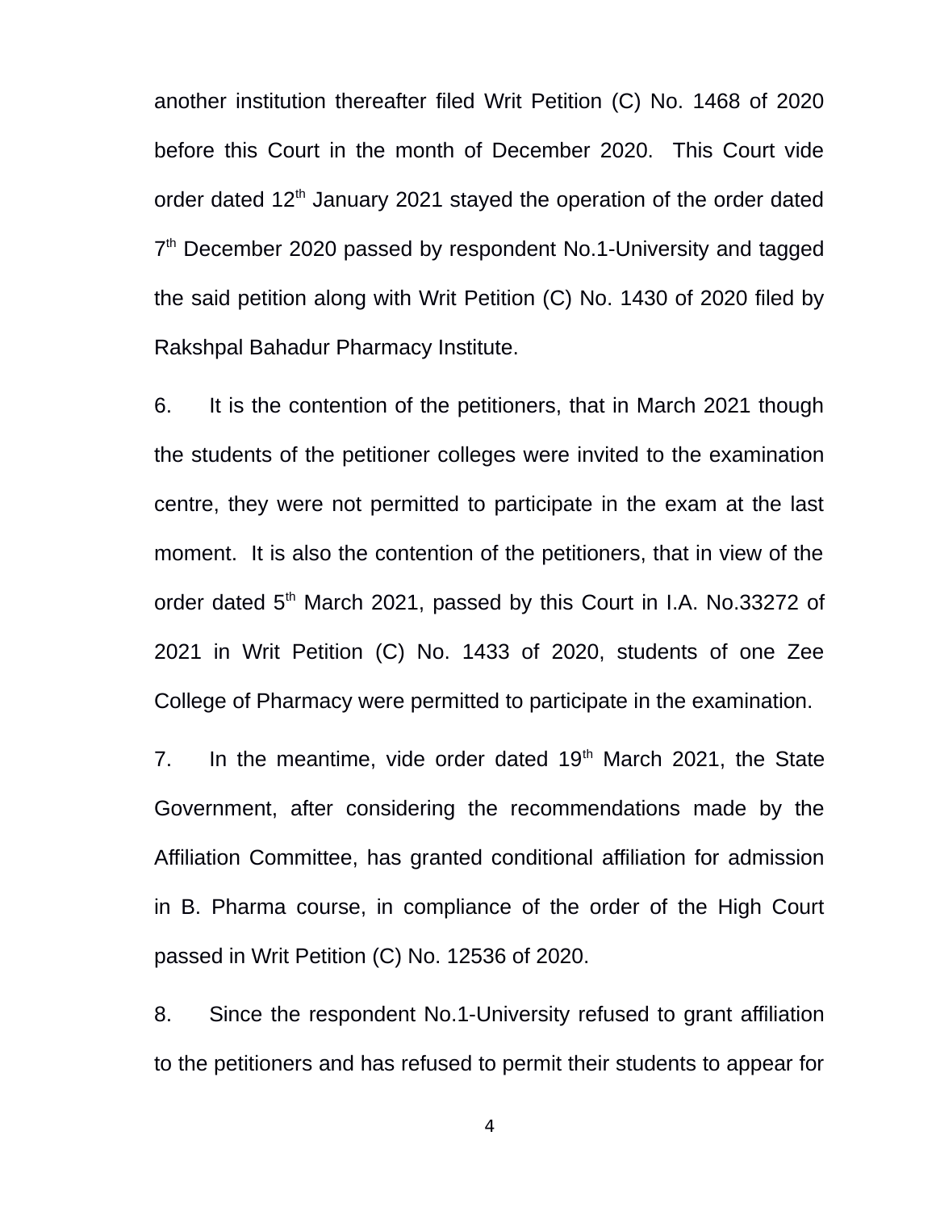another institution thereafter filed Writ Petition (C) No. 1468 of 2020 before this Court in the month of December 2020. This Court vide order dated 12th January 2021 stayed the operation of the order dated 7th December 2020 passed by respondent No.1-University and tagged the said petition along with Writ Petition (C) No. 1430 of 2020 filed by Rakshpal Bahadur Pharmacy Institute.

6. It is the contention of the petitioners, that in March 2021 though the students of the petitioner colleges were invited to the examination centre, they were not permitted to participate in the exam at the last moment. It is also the contention of the petitioners, that in view of the order dated 5th March 2021, passed by this Court in I.A. No.33272 of 2021 in Writ Petition (C) No. 1433 of 2020, students of one Zee College of Pharmacy were permitted to participate in the examination.

7. In the meantime, vide order dated 19th March 2021, the State Government, after considering the recommendations made by the Affiliation Committee, has granted conditional affiliation for admission in B. Pharma course, in compliance of the order of the High Court passed in Writ Petition (C) No. 12536 of 2020.

8. Since the respondent No.1-University refused to grant affiliation to the petitioners and has refused to permit their students to appear for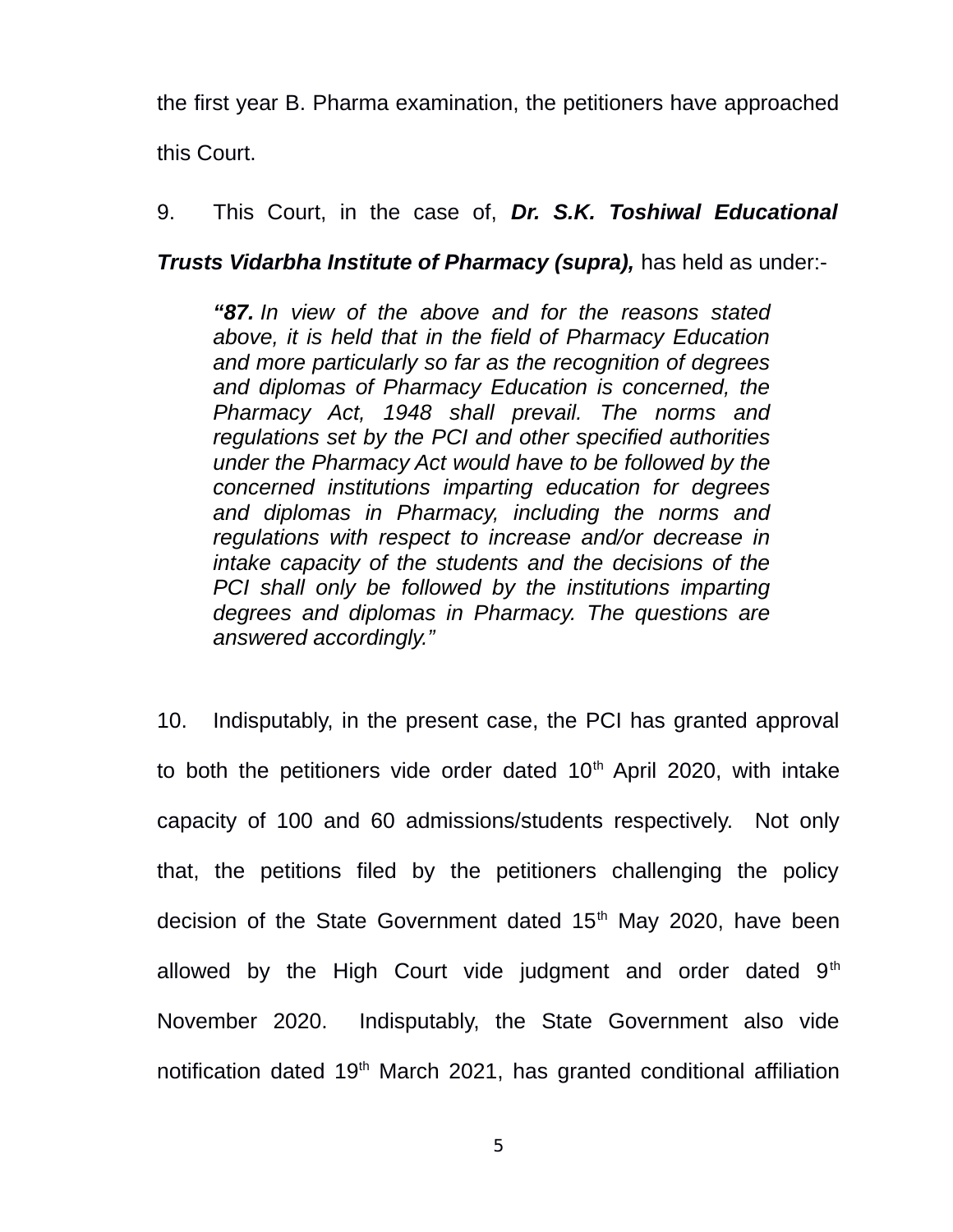the first year B. Pharma examination, the petitioners have approached this Court.

9. This Court, in the case of, ***Dr. S.K. Toshiwal Educational Trusts Vidarbha Institute of Pharmacy (supra),*** has held as under:-

> ***"87.*** *In view of the above and for the reasons stated above, it is held that in the field of Pharmacy Education and more particularly so far as the recognition of degrees and diplomas of Pharmacy Education is concerned, the Pharmacy Act, 1948 shall prevail. The norms and regulations set by the PCI and other specified authorities under the Pharmacy Act would have to be followed by the concerned institutions imparting education for degrees and diplomas in Pharmacy, including the norms and regulations with respect to increase and/or decrease in intake capacity of the students and the decisions of the PCI shall only be followed by the institutions imparting degrees and diplomas in Pharmacy. The questions are answered accordingly."*

10. Indisputably, in the present case, the PCI has granted approval to both the petitioners vide order dated 10th April 2020, with intake capacity of 100 and 60 admissions/students respectively. Not only that, the petitions filed by the petitioners challenging the policy decision of the State Government dated 15th May 2020, have been allowed by the High Court vide judgment and order dated 9th November 2020. Indisputably, the State Government also vide notification dated 19th March 2021, has granted conditional affiliation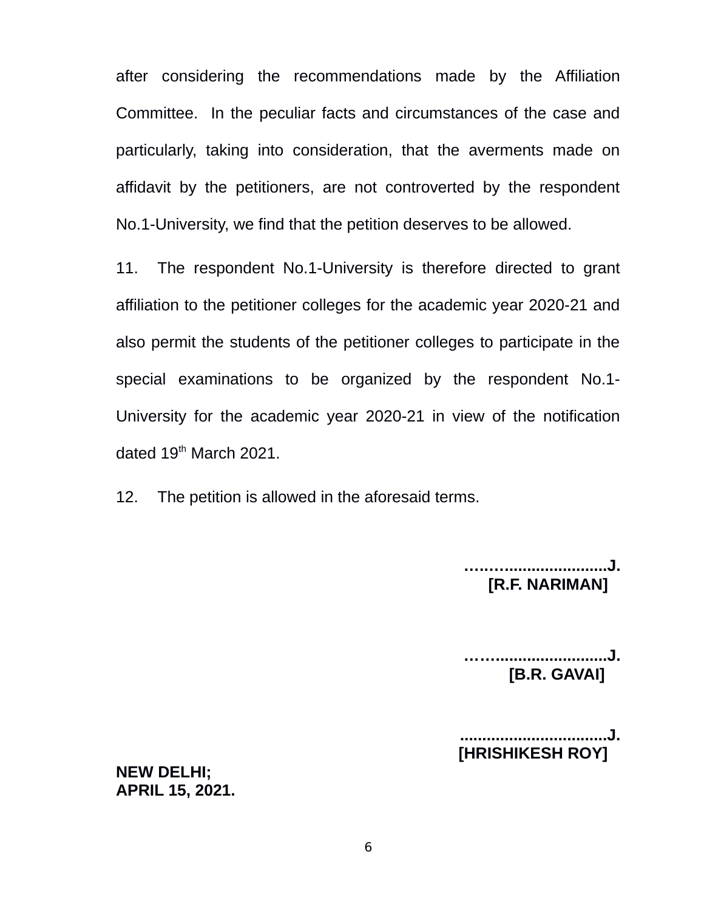after considering the recommendations made by the Affiliation Committee. In the peculiar facts and circumstances of the case and particularly, taking into consideration, that the averments made on affidavit by the petitioners, are not controverted by the respondent No.1-University, we find that the petition deserves to be allowed.

11. The respondent No.1-University is therefore directed to grant affiliation to the petitioner colleges for the academic year 2020-21 and also permit the students of the petitioner colleges to participate in the special examinations to be organized by the respondent No.1-University for the academic year 2020-21 in view of the notification dated 19th March 2021.

12. The petition is allowed in the aforesaid terms.

**…….........................J.**
**[R.F. NARIMAN]**

**…….........................J.**
**[B.R. GAVAI]**

**................................J.**
**[HRISHIKESH ROY]**

**NEW DELHI;**
**APRIL 15, 2021.**